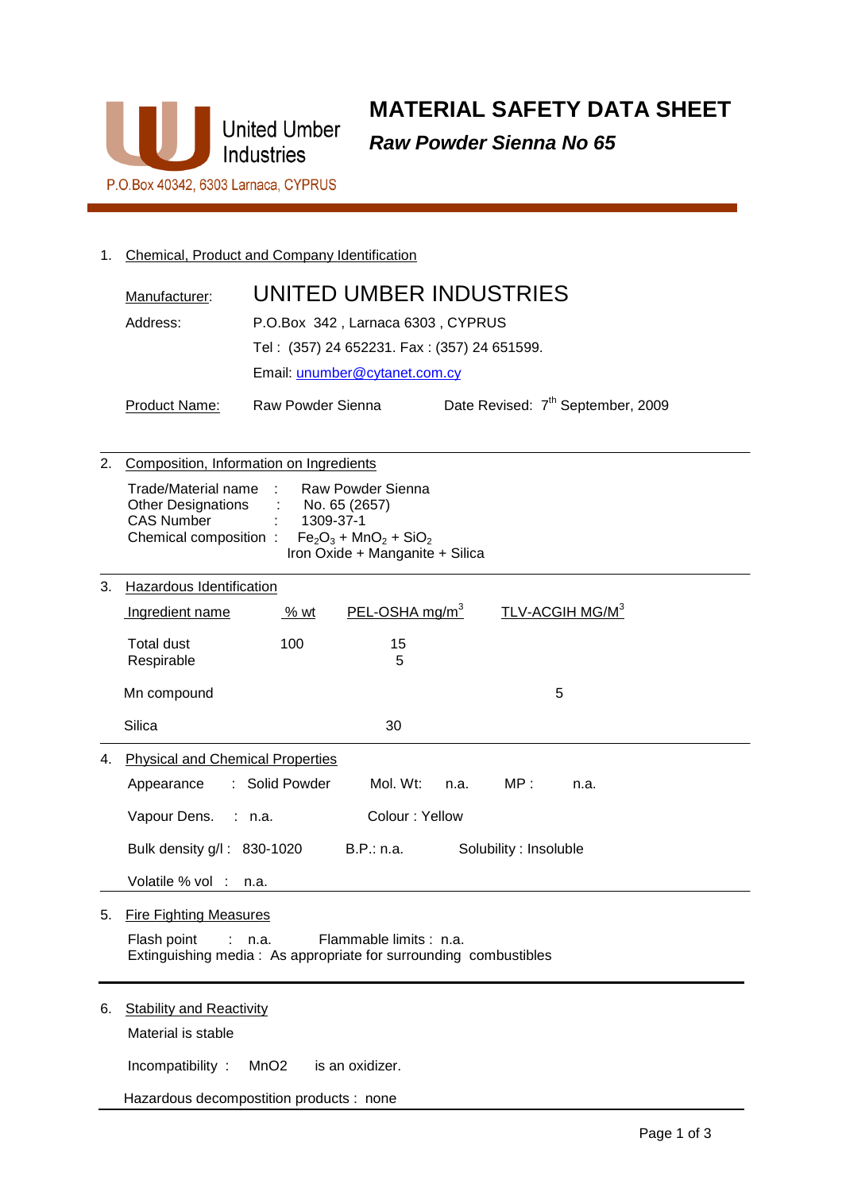United Umber Industries

P.O.Box 40342, 6303 Larnaca, CYPRUS

# MATERIAL SAFETY DATA SHEET

## *Raw Powder Sienna No 65*

1. Chemical, Product and Company Identification

Manufacturer: UNITED UMBER INDUSTRIES

Address: P.O.Box 342 , Larnaca 6303 , CYPRUS

Tel : (357) 24 652231. Fax : (357) 24 651599.

Email: unumber@cytanet.com.cy

Product Name: Raw Powder Sienna     Date Revised: 7th September, 2009

2. Composition, Information on Ingredients

Trade/Material name : Raw Powder Sienna
Other Designations : No. 65 (2657)
CAS Number : 1309-37-1
Chemical composition : $Fe_2O_3$ + $MnO_2$ + $SiO_2$
Iron Oxide + Manganite + Silica

3. Hazardous Identification

| Ingredient name | % wt | PEL-OSHA mg/m$^3$ | TLV-ACGIH MG/M$^3$ |
|---|---|---|---|
| Total dust | 100 | 15 | |
| Respirable | | 5 | |
| Mn compound | | | 5 |
| Silica | | 30 | |

4. Physical and Chemical Properties

Appearance : Solid Powder     Mol. Wt: n.a.     MP : n.a.

Vapour Dens. : n.a.     Colour : Yellow

Bulk density g/l : 830-1020     B.P.: n.a.     Solubility : Insoluble

Volatile % vol : n.a.

5. Fire Fighting Measures

Flash point : n.a.     Flammable limits : n.a.
Extinguishing media : As appropriate for surrounding combustibles

6. Stability and Reactivity

Material is stable

Incompatibility : MnO2 is an oxidizer.

Hazardous decompostition products : none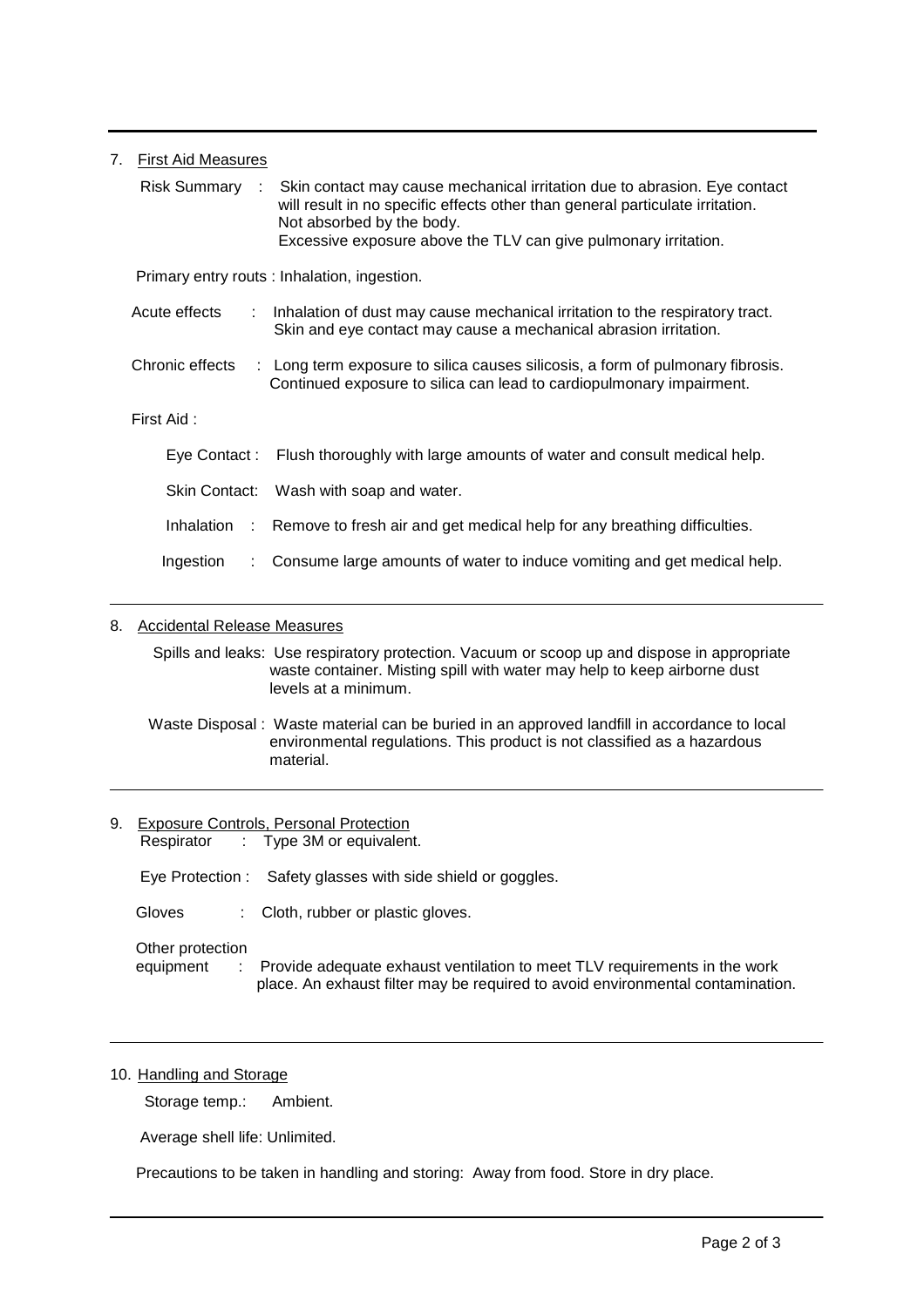## 7. First Aid Measures

Risk Summary : Skin contact may cause mechanical irritation due to abrasion. Eye contact will result in no specific effects other than general particulate irritation. Not absorbed by the body.
Excessive exposure above the TLV can give pulmonary irritation.

Primary entry routs : Inhalation, ingestion.

Acute effects : Inhalation of dust may cause mechanical irritation to the respiratory tract. Skin and eye contact may cause a mechanical abrasion irritation.

Chronic effects : Long term exposure to silica causes silicosis, a form of pulmonary fibrosis. Continued exposure to silica can lead to cardiopulmonary impairment.

First Aid :

Eye Contact : Flush thoroughly with large amounts of water and consult medical help.

Skin Contact: Wash with soap and water.

Inhalation : Remove to fresh air and get medical help for any breathing difficulties.

Ingestion : Consume large amounts of water to induce vomiting and get medical help.

## 8. Accidental Release Measures

Spills and leaks: Use respiratory protection. Vacuum or scoop up and dispose in appropriate waste container. Misting spill with water may help to keep airborne dust levels at a minimum.

Waste Disposal : Waste material can be buried in an approved landfill in accordance to local environmental regulations. This product is not classified as a hazardous material.

## 9. Exposure Controls, Personal Protection

Respirator : Type 3M or equivalent.

Eye Protection : Safety glasses with side shield or goggles.

Gloves : Cloth, rubber or plastic gloves.

Other protection equipment : Provide adequate exhaust ventilation to meet TLV requirements in the work place. An exhaust filter may be required to avoid environmental contamination.

## 10. Handling and Storage

Storage temp.: Ambient.

Average shell life: Unlimited.

Precautions to be taken in handling and storing: Away from food. Store in dry place.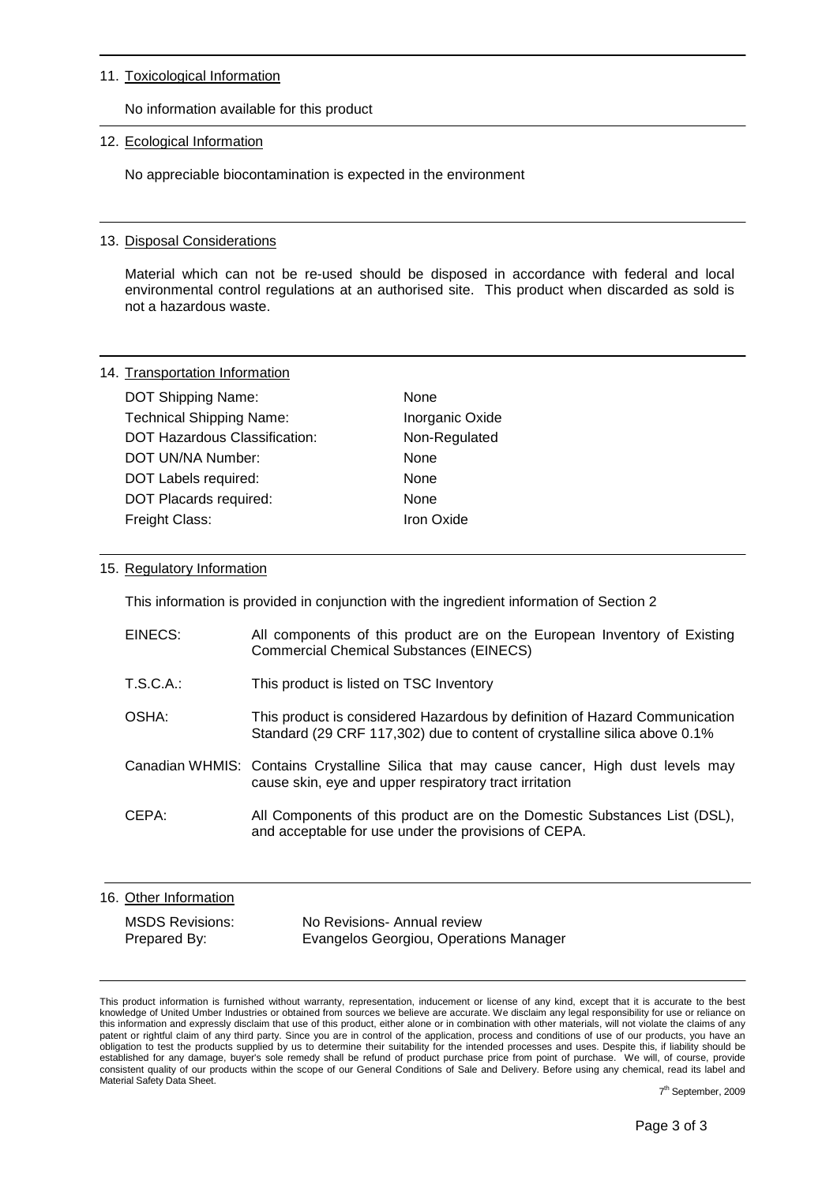## 11. Toxicological Information

No information available for this product

## 12. Ecological Information

No appreciable biocontamination is expected in the environment

## 13. Disposal Considerations

Material which can not be re-used should be disposed in accordance with federal and local environmental control regulations at an authorised site. This product when discarded as sold is not a hazardous waste.

## 14. Transportation Information

| | |
|---|---|
| DOT Shipping Name: | None |
| Technical Shipping Name: | Inorganic Oxide |
| DOT Hazardous Classification: | Non-Regulated |
| DOT UN/NA Number: | None |
| DOT Labels required: | None |
| DOT Placards required: | None |
| Freight Class: | Iron Oxide |

## 15. Regulatory Information

This information is provided in conjunction with the ingredient information of Section 2

| | |
|---|---|
| EINECS: | All components of this product are on the European Inventory of Existing Commercial Chemical Substances (EINECS) |
| T.S.C.A.: | This product is listed on TSC Inventory |
| OSHA: | This product is considered Hazardous by definition of Hazard Communication Standard (29 CRF 117,302) due to content of crystalline silica above 0.1% |
| Canadian WHMIS: | Contains Crystalline Silica that may cause cancer, High dust levels may cause skin, eye and upper respiratory tract irritation |
| CEPA: | All Components of this product are on the Domestic Substances List (DSL), and acceptable for use under the provisions of CEPA. |

## 16. Other Information

| | |
|---|---|
| MSDS Revisions: | No Revisions- Annual review |
| Prepared By: | Evangelos Georgiou, Operations Manager |

This product information is furnished without warranty, representation, inducement or license of any kind, except that it is accurate to the best knowledge of United Umber Industries or obtained from sources we believe are accurate. We disclaim any legal responsibility for use or reliance on this information and expressly disclaim that use of this product, either alone or in combination with other materials, will not violate the claims of any patent or rightful claim of any third party. Since you are in control of the application, process and conditions of use of our products, you have an obligation to test the products supplied by us to determine their suitability for the intended processes and uses. Despite this, if liability should be established for any damage, buyer's sole remedy shall be refund of product purchase price from point of purchase. We will, of course, provide consistent quality of our products within the scope of our General Conditions of Sale and Delivery. Before using any chemical, read its label and Material Safety Data Sheet.

7th September, 2009